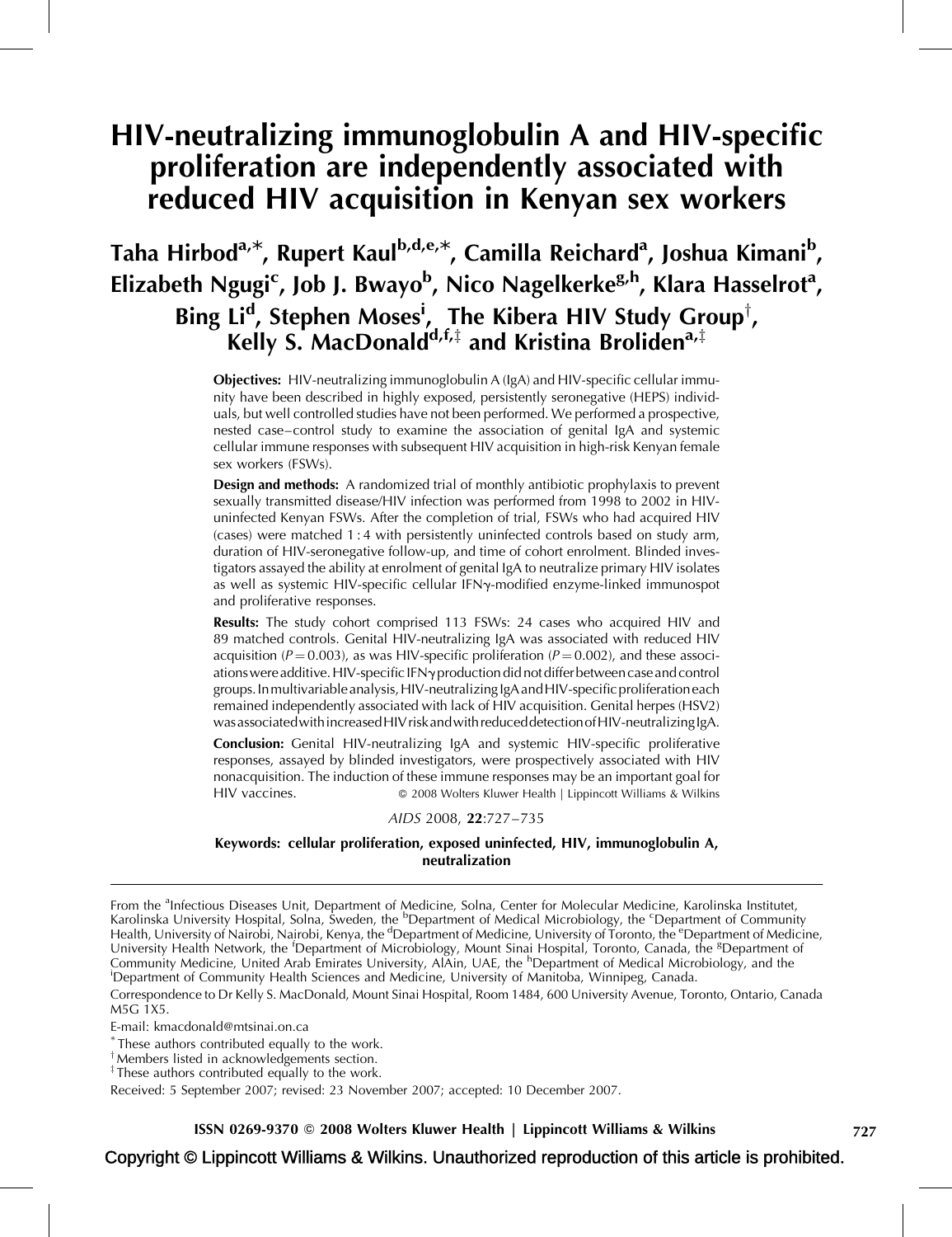# HIV-neutralizing immunoglobulin A and HIV-specific proliferation are independently associated with reduced HIV acquisition in Kenyan sex workers

**Taha Hirbod[a,*], Rupert Kaul[b,d,e,*], Camilla Reichard[a], Joshua Kimani[b], Elizabeth Ngugi[c], Job J. Bwayo[b], Nico Nagelkerke[g,h], Klara Hasselrot[a], Bing Li[d], Stephen Moses[i], The Kibera HIV Study Group[†], Kelly S. MacDonald[d,f,‡] and Kristina Broliden[a,‡]**

**Objectives:** HIV-neutralizing immunoglobulin A (IgA) and HIV-specific cellular immunity have been described in highly exposed, persistently seronegative (HEPS) individuals, but well controlled studies have not been performed. We performed a prospective, nested case–control study to examine the association of genital IgA and systemic cellular immune responses with subsequent HIV acquisition in high-risk Kenyan female sex workers (FSWs).

**Design and methods:** A randomized trial of monthly antibiotic prophylaxis to prevent sexually transmitted disease/HIV infection was performed from 1998 to 2002 in HIV-uninfected Kenyan FSWs. After the completion of trial, FSWs who had acquired HIV (cases) were matched 1 : 4 with persistently uninfected controls based on study arm, duration of HIV-seronegative follow-up, and time of cohort enrolment. Blinded investigators assayed the ability at enrolment of genital IgA to neutralize primary HIV isolates as well as systemic HIV-specific cellular IFNγ-modified enzyme-linked immunospot and proliferative responses.

**Results:** The study cohort comprised 113 FSWs: 24 cases who acquired HIV and 89 matched controls. Genital HIV-neutralizing IgA was associated with reduced HIV acquisition ($P = 0.003$), as was HIV-specific proliferation ($P = 0.002$), and these associations were additive. HIV-specific IFNγ production did not differ between case and control groups. In multivariable analysis, HIV-neutralizing IgA and HIV-specific proliferation each remained independently associated with lack of HIV acquisition. Genital herpes (HSV2) was associated with increased HIV risk and with reduced detection of HIV-neutralizing IgA.

**Conclusion:** Genital HIV-neutralizing IgA and systemic HIV-specific proliferative responses, assayed by blinded investigators, were prospectively associated with HIV nonacquisition. The induction of these immune responses may be an important goal for HIV vaccines. © 2008 Wolters Kluwer Health | Lippincott Williams & Wilkins

*AIDS* 2008, **22**:727–735

**Keywords:** cellular proliferation, exposed uninfected, HIV, immunoglobulin A, neutralization

---

From the [a]Infectious Diseases Unit, Department of Medicine, Solna, Center for Molecular Medicine, Karolinska Institutet, Karolinska University Hospital, Solna, Sweden, the [b]Department of Medical Microbiology, the [c]Department of Community Health, University of Nairobi, Nairobi, Kenya, the [d]Department of Medicine, University of Toronto, the [e]Department of Medicine, University Health Network, the [f]Department of Microbiology, Mount Sinai Hospital, Toronto, Canada, the [g]Department of Community Medicine, United Arab Emirates University, AlAin, UAE, the [h]Department of Medical Microbiology, and the [i]Department of Community Health Sciences and Medicine, University of Manitoba, Winnipeg, Canada.

Correspondence to Dr Kelly S. MacDonald, Mount Sinai Hospital, Room 1484, 600 University Avenue, Toronto, Ontario, Canada M5G 1X5.

E-mail: kmacdonald@mtsinai.on.ca

[*] These authors contributed equally to the work.

[†] Members listed in acknowledgements section.

[‡] These authors contributed equally to the work.

Received: 5 September 2007; revised: 23 November 2007; accepted: 10 December 2007.

ISSN 0269-9370 © 2008 Wolters Kluwer Health | Lippincott Williams & Wilkins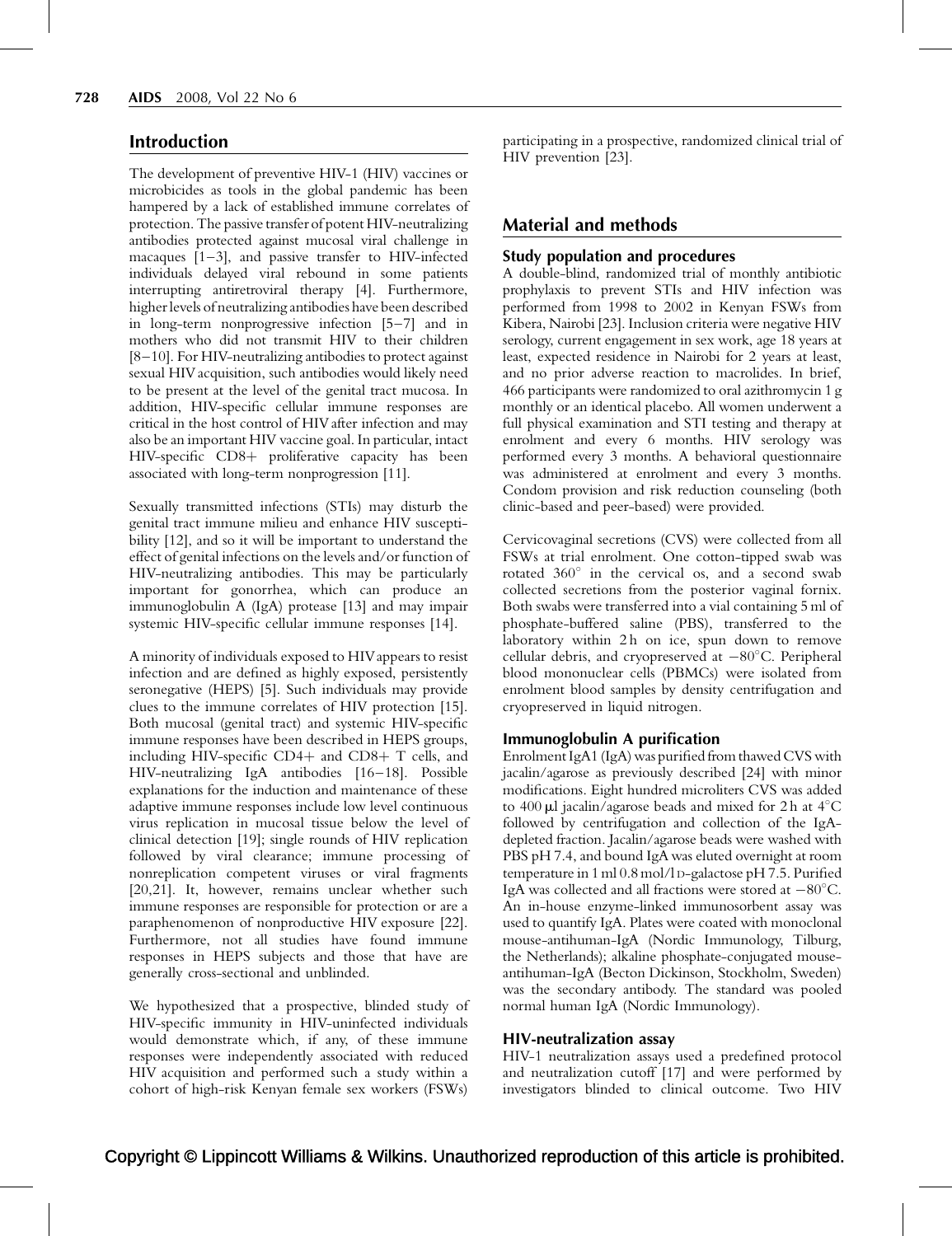## Introduction

The development of preventive HIV-1 (HIV) vaccines or microbicides as tools in the global pandemic has been hampered by a lack of established immune correlates of protection. The passive transfer of potent HIV-neutralizing antibodies protected against mucosal viral challenge in macaques [1–3], and passive transfer to HIV-infected individuals delayed viral rebound in some patients interrupting antiretroviral therapy [4]. Furthermore, higher levels of neutralizing antibodies have been described in long-term nonprogressive infection [5–7] and in mothers who did not transmit HIV to their children [8–10]. For HIV-neutralizing antibodies to protect against sexual HIV acquisition, such antibodies would likely need to be present at the level of the genital tract mucosa. In addition, HIV-specific cellular immune responses are critical in the host control of HIV after infection and may also be an important HIV vaccine goal. In particular, intact HIV-specific CD8+ proliferative capacity has been associated with long-term nonprogression [11].

Sexually transmitted infections (STIs) may disturb the genital tract immune milieu and enhance HIV susceptibility [12], and so it will be important to understand the effect of genital infections on the levels and/or function of HIV-neutralizing antibodies. This may be particularly important for gonorrhea, which can produce an immunoglobulin A (IgA) protease [13] and may impair systemic HIV-specific cellular immune responses [14].

A minority of individuals exposed to HIV appears to resist infection and are defined as highly exposed, persistently seronegative (HEPS) [5]. Such individuals may provide clues to the immune correlates of HIV protection [15]. Both mucosal (genital tract) and systemic HIV-specific immune responses have been described in HEPS groups, including HIV-specific CD4+ and CD8+ T cells, and HIV-neutralizing IgA antibodies [16–18]. Possible explanations for the induction and maintenance of these adaptive immune responses include low level continuous virus replication in mucosal tissue below the level of clinical detection [19]; single rounds of HIV replication followed by viral clearance; immune processing of nonreplication competent viruses or viral fragments [20,21]. It, however, remains unclear whether such immune responses are responsible for protection or are a paraphenomenon of nonproductive HIV exposure [22]. Furthermore, not all studies have found immune responses in HEPS subjects and those that have are generally cross-sectional and unblinded.

We hypothesized that a prospective, blinded study of HIV-specific immunity in HIV-uninfected individuals would demonstrate which, if any, of these immune responses were independently associated with reduced HIV acquisition and performed such a study within a cohort of high-risk Kenyan female sex workers (FSWs) participating in a prospective, randomized clinical trial of HIV prevention [23].

## Material and methods

### Study population and procedures

A double-blind, randomized trial of monthly antibiotic prophylaxis to prevent STIs and HIV infection was performed from 1998 to 2002 in Kenyan FSWs from Kibera, Nairobi [23]. Inclusion criteria were negative HIV serology, current engagement in sex work, age 18 years at least, expected residence in Nairobi for 2 years at least, and no prior adverse reaction to macrolides. In brief, 466 participants were randomized to oral azithromycin 1 g monthly or an identical placebo. All women underwent a full physical examination and STI testing and therapy at enrolment and every 6 months. HIV serology was performed every 3 months. A behavioral questionnaire was administered at enrolment and every 3 months. Condom provision and risk reduction counseling (both clinic-based and peer-based) were provided.

Cervicovaginal secretions (CVS) were collected from all FSWs at trial enrolment. One cotton-tipped swab was rotated 360° in the cervical os, and a second swab collected secretions from the posterior vaginal fornix. Both swabs were transferred into a vial containing 5 ml of phosphate-buffered saline (PBS), transferred to the laboratory within 2 h on ice, spun down to remove cellular debris, and cryopreserved at −80°C. Peripheral blood mononuclear cells (PBMCs) were isolated from enrolment blood samples by density centrifugation and cryopreserved in liquid nitrogen.

### Immunoglobulin A purification

Enrolment IgA1 (IgA) was purified from thawed CVS with jacalin/agarose as previously described [24] with minor modifications. Eight hundred microliters CVS was added to 400 μl jacalin/agarose beads and mixed for 2 h at 4°C followed by centrifugation and collection of the IgA-depleted fraction. Jacalin/agarose beads were washed with PBS pH 7.4, and bound IgA was eluted overnight at room temperature in 1 ml 0.8 mol/l D-galactose pH 7.5. Purified IgA was collected and all fractions were stored at −80°C. An in-house enzyme-linked immunosorbent assay was used to quantify IgA. Plates were coated with monoclonal mouse-antihuman-IgA (Nordic Immunology, Tilburg, the Netherlands); alkaline phosphate-conjugated mouse-antihuman-IgA (Becton Dickinson, Stockholm, Sweden) was the secondary antibody. The standard was pooled normal human IgA (Nordic Immunology).

### HIV-neutralization assay

HIV-1 neutralization assays used a predefined protocol and neutralization cutoff [17] and were performed by investigators blinded to clinical outcome. Two HIV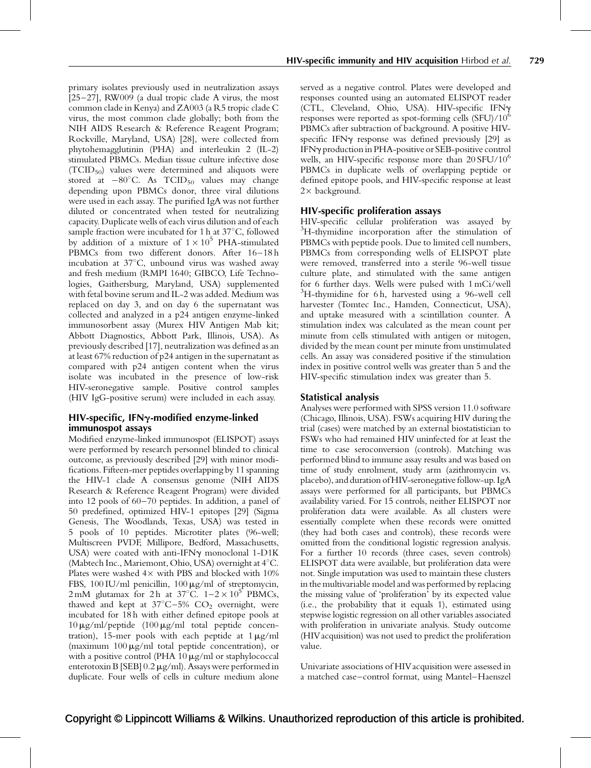primary isolates previously used in neutralization assays [25–27], RW009 (a dual tropic clade A virus, the most common clade in Kenya) and ZA003 (a R5 tropic clade C virus, the most common clade globally; both from the NIH AIDS Research & Reference Reagent Program; Rockville, Maryland, USA) [28], were collected from phytohemagglutinin (PHA) and interleukin 2 (IL-2) stimulated PBMCs. Median tissue culture infective dose ($TCID_{50}$) values were determined and aliquots were stored at $-80^{\circ}C$. As $TCID_{50}$ values may change depending upon PBMCs donor, three viral dilutions were used in each assay. The purified IgA was not further diluted or concentrated when tested for neutralizing capacity. Duplicate wells of each virus dilution and of each sample fraction were incubated for 1 h at $37^{\circ}C$, followed by addition of a mixture of $1 \times 10^5$ PHA-stimulated PBMCs from two different donors. After 16–18 h incubation at $37^{\circ}C$, unbound virus was washed away and fresh medium (RMPI 1640; GIBCO, Life Technologies, Gaithersburg, Maryland, USA) supplemented with fetal bovine serum and IL-2 was added. Medium was replaced on day 3, and on day 6 the supernatant was collected and analyzed in a p24 antigen enzyme-linked immunosorbent assay (Murex HIV Antigen Mab kit; Abbott Diagnostics, Abbott Park, Illinois, USA). As previously described [17], neutralization was defined as an at least 67% reduction of p24 antigen in the supernatant as compared with p24 antigen content when the virus isolate was incubated in the presence of low-risk HIV-seronegative sample. Positive control samples (HIV IgG-positive serum) were included in each assay.

## HIV-specific, IFNγ-modified enzyme-linked immunospot assays

Modified enzyme-linked immunospot (ELISPOT) assays were performed by research personnel blinded to clinical outcome, as previously described [29] with minor modifications. Fifteen-mer peptides overlapping by 11 spanning the HIV-1 clade A consensus genome (NIH AIDS Research & Reference Reagent Program) were divided into 12 pools of 60–70 peptides. In addition, a panel of 50 predefined, optimized HIV-1 epitopes [29] (Sigma Genesis, The Woodlands, Texas, USA) was tested in 5 pools of 10 peptides. Microtiter plates (96-well; Multiscreen PVDF, Millipore, Bedford, Massachusetts, USA) were coated with anti-IFNγ monoclonal 1-D1K (Mabtech Inc., Mariemont, Ohio, USA) overnight at $4^{\circ}C$. Plates were washed 4× with PBS and blocked with 10% FBS, 100 IU/ml penicillin, 100 μg/ml of streptomycin, 2 mM glutamax for 2 h at $37^{\circ}C$. $1-2 \times 10^5$ PBMCs, thawed and kept at $37^{\circ}C$–5% $CO_2$ overnight, were incubated for 18 h with either defined epitope pools at 10 μg/ml/peptide (100 μg/ml total peptide concentration), 15-mer pools with each peptide at 1 μg/ml (maximum 100 μg/ml total peptide concentration), or with a positive control (PHA 10 μg/ml or staphylococcal enterotoxin B [SEB] 0.2 μg/ml). Assays were performed in duplicate. Four wells of cells in culture medium alone served as a negative control. Plates were developed and responses counted using an automated ELISPOT reader (CTL, Cleveland, Ohio, USA). HIV-specific IFNγ responses were reported as spot-forming cells (SFU)/$10^6$ PBMCs after subtraction of background. A positive HIV-specific IFNγ response was defined previously [29] as IFNγ production in PHA-positive or SEB-positive control wells, an HIV-specific response more than 20 SFU/$10^6$ PBMCs in duplicate wells of overlapping peptide or defined epitope pools, and HIV-specific response at least 2× background.

## HIV-specific proliferation assays

HIV-specific cellular proliferation was assayed by $^3$H-thymidine incorporation after the stimulation of PBMCs with peptide pools. Due to limited cell numbers, PBMCs from corresponding wells of ELISPOT plate were removed, transferred into a sterile 96-well tissue culture plate, and stimulated with the same antigen for 6 further days. Wells were pulsed with 1 mCi/well $^3$H-thymidine for 6 h, harvested using a 96-well cell harvester (Tomtec Inc., Hamden, Connecticut, USA), and uptake measured with a scintillation counter. A stimulation index was calculated as the mean count per minute from cells stimulated with antigen or mitogen, divided by the mean count per minute from unstimulated cells. An assay was considered positive if the stimulation index in positive control wells was greater than 5 and the HIV-specific stimulation index was greater than 5.

## Statistical analysis

Analyses were performed with SPSS version 11.0 software (Chicago, Illinois, USA). FSWs acquiring HIV during the trial (cases) were matched by an external biostatistician to FSWs who had remained HIV uninfected for at least the time to case seroconversion (controls). Matching was performed blind to immune assay results and was based on time of study enrolment, study arm (azithromycin vs. placebo), and duration of HIV-seronegative follow-up. IgA assays were performed for all participants, but PBMCs availability varied. For 15 controls, neither ELISPOT nor proliferation data were available. As all clusters were essentially complete when these records were omitted (they had both cases and controls), these records were omitted from the conditional logistic regression analysis. For a further 10 records (three cases, seven controls) ELISPOT data were available, but proliferation data were not. Single imputation was used to maintain these clusters in the multivariable model and was performed by replacing the missing value of 'proliferation' by its expected value (i.e., the probability that it equals 1), estimated using stepwise logistic regression on all other variables associated with proliferation in univariate analysis. Study outcome (HIV acquisition) was not used to predict the proliferation value.

Univariate associations of HIV acquisition were assessed in a matched case–control format, using Mantel–Haenszel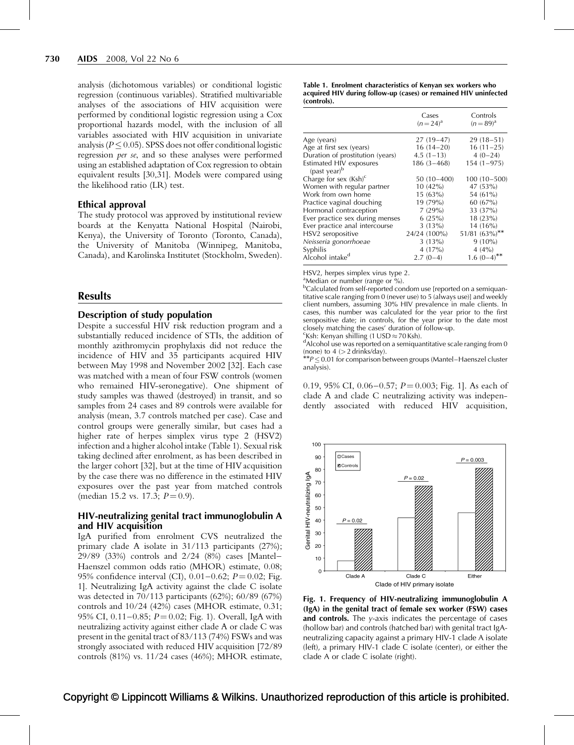analysis (dichotomous variables) or conditional logistic regression (continuous variables). Stratified multivariable analyses of the associations of HIV acquisition were performed by conditional logistic regression using a Cox proportional hazards model, with the inclusion of all variables associated with HIV acquisition in univariate analysis ($P \leq 0.05$). SPSS does not offer conditional logistic regression *per se*, and so these analyses were performed using an established adaptation of Cox regression to obtain equivalent results [30,31]. Models were compared using the likelihood ratio (LR) test.

### Ethical approval

The study protocol was approved by institutional review boards at the Kenyatta National Hospital (Nairobi, Kenya), the University of Toronto (Toronto, Canada), the University of Manitoba (Winnipeg, Manitoba, Canada), and Karolinska Institutet (Stockholm, Sweden).

## Results

### Description of study population

Despite a successful HIV risk reduction program and a substantially reduced incidence of STIs, the addition of monthly azithromycin prophylaxis did not reduce the incidence of HIV and 35 participants acquired HIV between May 1998 and November 2002 [32]. Each case was matched with a mean of four FSW controls (women who remained HIV-seronegative). One shipment of study samples was thawed (destroyed) in transit, and so samples from 24 cases and 89 controls were available for analysis (mean, 3.7 controls matched per case). Case and control groups were generally similar, but cases had a higher rate of herpes simplex virus type 2 (HSV2) infection and a higher alcohol intake (Table 1). Sexual risk taking declined after enrolment, as has been described in the larger cohort [32], but at the time of HIV acquisition by the case there was no difference in the estimated HIV exposures over the past year from matched controls (median 15.2 vs. 17.3; $P = 0.9$).

### HIV-neutralizing genital tract immunoglobulin A and HIV acquisition

IgA purified from enrolment CVS neutralized the primary clade A isolate in 31/113 participants (27%); 29/89 (33%) controls and 2/24 (8%) cases [Mantel–Haenszel common odds ratio (MHOR) estimate, 0.08; 95% confidence interval (CI), 0.01–0.62; $P = 0.02$; Fig. 1]. Neutralizing IgA activity against the clade C isolate was detected in 70/113 participants (62%); 60/89 (67%) controls and 10/24 (42%) cases (MHOR estimate, 0.31; 95% CI, 0.11–0.85; $P = 0.02$; Fig. 1). Overall, IgA with neutralizing activity against either clade A or clade C was present in the genital tract of 83/113 (74%) FSWs and was strongly associated with reduced HIV acquisition [72/89 controls (81%) vs. 11/24 cases (46%); MHOR estimate, 0.19, 95% CI, 0.06–0.57; $P = 0.003$; Fig. 1]. As each of clade A and clade C neutralizing activity was independently associated with reduced HIV acquisition,

**Table 1. Enrolment characteristics of Kenyan sex workers who acquired HIV during follow-up (cases) or remained HIV uninfected (controls).**

| | Cases ($n = 24$)[a] | Controls ($n = 89$)[a] |
|---|---|---|
| Age (years) | 27 (19–47) | 29 (18–51) |
| Age at first sex (years) | 16 (14–20) | 16 (11–25) |
| Duration of prostitution (years) | 4.5 (1–13) | 4 (0–24) |
| Estimated HIV exposures (past year)[b] | 186 (3–468) | 154 (1–975) |
| Charge for sex (Ksh)[c] | 50 (10–400) | 100 (10–500) |
| Women with regular partner | 10 (42%) | 47 (53%) |
| Work from own home | 15 (63%) | 54 (61%) |
| Practice vaginal douching | 19 (79%) | 60 (67%) |
| Hormonal contraception | 7 (29%) | 33 (37%) |
| Ever practice sex during menses | 6 (25%) | 18 (23%) |
| Ever practice anal intercourse | 3 (13%) | 14 (16%) |
| HSV2 seropositive | 24/24 (100%) | 51/81 (63%)** |
| *Neisseria gonorrhoeae* | 3 (13%) | 9 (10%) |
| Syphilis | 4 (17%) | 4 (4%) |
| Alcohol intake[d] | 2.7 (0–4) | 1.6 (0–4)** |

HSV2, herpes simplex virus type 2.
[a]Median or number (range or %).
[b]Calculated from self-reported condom use [reported on a semiquantitative scale ranging from 0 (never use) to 5 (always use)] and weekly client numbers, assuming 30% HIV prevalence in male clients. In cases, this number was calculated for the year prior to the first seropositive date; in controls, for the year prior to the date most closely matching the cases' duration of follow-up.
[c]Ksh: Kenyan shilling (1 USD ≈ 70 Ksh).
[d]Alcohol use was reported on a semiquantitative scale ranging from 0 (none) to 4 (> 2 drinks/day).
**$P \leq 0.01$ for comparison between groups (Mantel–Haenszel cluster analysis).

**Fig. 1. Frequency of HIV-neutralizing immunoglobulin A (IgA) in the genital tract of female sex worker (FSW) cases and controls.** The *y*-axis indicates the percentage of cases (hollow bar) and controls (hatched bar) with genital tract IgA-neutralizing capacity against a primary HIV-1 clade A isolate (left), a primary HIV-1 clade C isolate (center), or either the clade A or clade C isolate (right).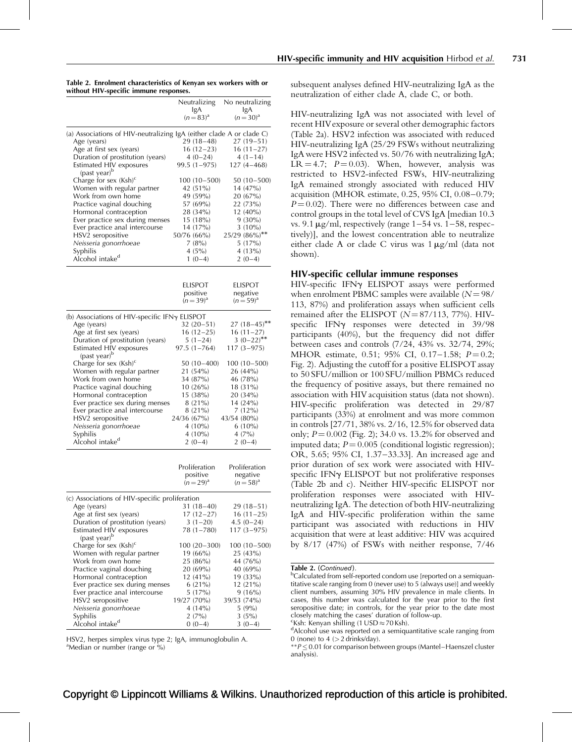**Table 2. Enrolment characteristics of Kenyan sex workers with or without HIV-specific immune responses.**

| | Neutralizing IgA ($n=83$)[a] | No neutralizing IgA ($n=30$)[a] |
|---|---|---|
| (a) Associations of HIV-neutralizing IgA (either clade A or clade C) | | |
| Age (years) | 29 (18–48) | 27 (19–51) |
| Age at first sex (years) | 16 (12–23) | 16 (11–27) |
| Duration of prostitution (years) | 4 (0–24) | 4 (1–14) |
| Estimated HIV exposures (past year)[b] | 99.5 (1–975) | 127 (4–468) |
| Charge for sex (Ksh)[c] | 100 (10–500) | 50 (10–500) |
| Women with regular partner | 42 (51%) | 14 (47%) |
| Work from own home | 49 (59%) | 20 (67%) |
| Practice vaginal douching | 57 (69%) | 22 (73%) |
| Hormonal contraception | 28 (34%) | 12 (40%) |
| Ever practice sex during menses | 15 (18%) | 9 (30%) |
| Ever practice anal intercourse | 14 (17%) | 3 (10%) |
| HSV2 seropositive | 50/76 (66%) | 25/29 (86%)** |
| *Neisseria gonorrhoeae* | 7 (8%) | 5 (17%) |
| Syphilis | 4 (5%) | 4 (13%) |
| Alcohol intake[d] | 1 (0–4) | 2 (0–4) |

| | ELISPOT positive ($n=39$)[a] | ELISPOT negative ($n=59$)[a] |
|---|---|---|
| (b) Associations of HIV-specific IFNγ ELISPOT | | |
| Age (years) | 32 (20–51) | 27 (18–45)** |
| Age at first sex (years) | 16 (12–25) | 16 (11–27) |
| Duration of prostitution (years) | 5 (1–24) | 3 (0–22)** |
| Estimated HIV exposures (past year)[b] | 97.5 (1–764) | 117 (3–975) |
| Charge for sex (Ksh)[c] | 50 (10–400) | 100 (10–500) |
| Women with regular partner | 21 (54%) | 26 (44%) |
| Work from own home | 34 (87%) | 46 (78%) |
| Practice vaginal douching | 10 (26%) | 18 (31%) |
| Hormonal contraception | 15 (38%) | 20 (34%) |
| Ever practice sex during menses | 8 (21%) | 14 (24%) |
| Ever practice anal intercourse | 8 (21%) | 7 (12%) |
| HSV2 seropositive | 24/36 (67%) | 43/54 (80%) |
| *Neisseria gonorrhoeae* | 4 (10%) | 6 (10%) |
| Syphilis | 4 (10%) | 4 (7%) |
| Alcohol intake[d] | 2 (0–4) | 2 (0–4) |

| | Proliferation positive ($n=29$)[a] | Proliferation negative ($n=58$)[a] |
|---|---|---|
| (c) Associations of HIV-specific proliferation | | |
| Age (years) | 31 (18–40) | 29 (18–51) |
| Age at first sex (years) | 17 (12–27) | 16 (11–25) |
| Duration of prostitution (years) | 3 (1–20) | 4.5 (0–24) |
| Estimated HIV exposures (past year)[b] | 78 (1–780) | 117 (3–975) |
| Charge for sex (Ksh)[c] | 100 (20–300) | 100 (10–500) |
| Women with regular partner | 19 (66%) | 25 (43%) |
| Work from own home | 25 (86%) | 44 (76%) |
| Practice vaginal douching | 20 (69%) | 40 (69%) |
| Hormonal contraception | 12 (41%) | 19 (33%) |
| Ever practice sex during menses | 6 (21%) | 12 (21%) |
| Ever practice anal intercourse | 5 (17%) | 9 (16%) |
| HSV2 seropositive | 19/27 (70%) | 39/53 (74%) |
| *Neisseria gonorrhoeae* | 4 (14%) | 5 (9%) |
| Syphilis | 2 (7%) | 3 (5%) |
| Alcohol intake[d] | 0 (0–4) | 3 (0–4) |

HSV2, herpes simplex virus type 2; IgA, immunoglobulin A.
[a]Median or number (range or %)
[b]Calculated from self-reported condom use [reported on a semiquantitative scale ranging from 0 (never use) to 5 (always use)] and weekly client numbers, assuming 30% HIV prevalence in male clients. In cases, this number was calculated for the year prior to the first seropositive date; in controls, for the year prior to the date most closely matching the cases' duration of follow-up.
[c]Ksh: Kenyan shilling (1 USD ≈ 70 Ksh).
[d]Alcohol use was reported on a semiquantitative scale ranging from 0 (none) to 4 (>2 drinks/day).
**$P \leq 0.01$ for comparison between groups (Mantel–Haenszel cluster analysis).

subsequent analyses defined HIV-neutralizing IgA as the neutralization of either clade A, clade C, or both.

HIV-neutralizing IgA was not associated with level of recent HIV exposure or several other demographic factors (Table 2a). HSV2 infection was associated with reduced HIV-neutralizing IgA (25/29 FSWs without neutralizing IgA were HSV2 infected vs. 50/76 with neutralizing IgA; LR = 4.7; $P = 0.03$). When, however, analysis was restricted to HSV2-infected FSWs, HIV-neutralizing IgA remained strongly associated with reduced HIV acquisition (MHOR estimate, 0.25, 95% CI, 0.08–0.79; $P = 0.02$). There were no differences between case and control groups in the total level of CVS IgA [median 10.3 vs. 9.1 μg/ml, respectively (range 1–54 vs. 1–58, respectively)], and the lowest concentration able to neutralize either clade A or clade C virus was 1 μg/ml (data not shown).

## HIV-specific cellular immune responses

HIV-specific IFNγ ELISPOT assays were performed when enrolment PBMC samples were available ($N = 98/113$, 87%) and proliferation assays when sufficient cells remained after the ELISPOT ($N = 87/113$, 77%). HIV-specific IFNγ responses were detected in 39/98 participants (40%), but the frequency did not differ between cases and controls (7/24, 43% vs. 32/74, 29%; MHOR estimate, 0.51; 95% CI, 0.17–1.58; $P = 0.2$; Fig. 2). Adjusting the cutoff for a positive ELISPOT assay to 50 SFU/million or 100 SFU/million PBMCs reduced the frequency of positive assays, but there remained no association with HIV acquisition status (data not shown). HIV-specific proliferation was detected in 29/87 participants (33%) at enrolment and was more common in controls [27/71, 38% vs. 2/16, 12.5% for observed data only; $P = 0.002$ (Fig. 2); 34.0 vs. 13.2% for observed and imputed data; $P = 0.005$ (conditional logistic regression); OR, 5.65; 95% CI, 1.37–33.33]. An increased age and prior duration of sex work were associated with HIV-specific IFNγ ELISPOT but not proliferative responses (Table 2b and c). Neither HIV-specific ELISPOT nor proliferation responses were associated with HIV-neutralizing IgA. The detection of both HIV-neutralizing IgA and HIV-specific proliferation within the same participant was associated with reductions in HIV acquisition that were at least additive: HIV was acquired by 8/17 (47%) of FSWs with neither response, 7/46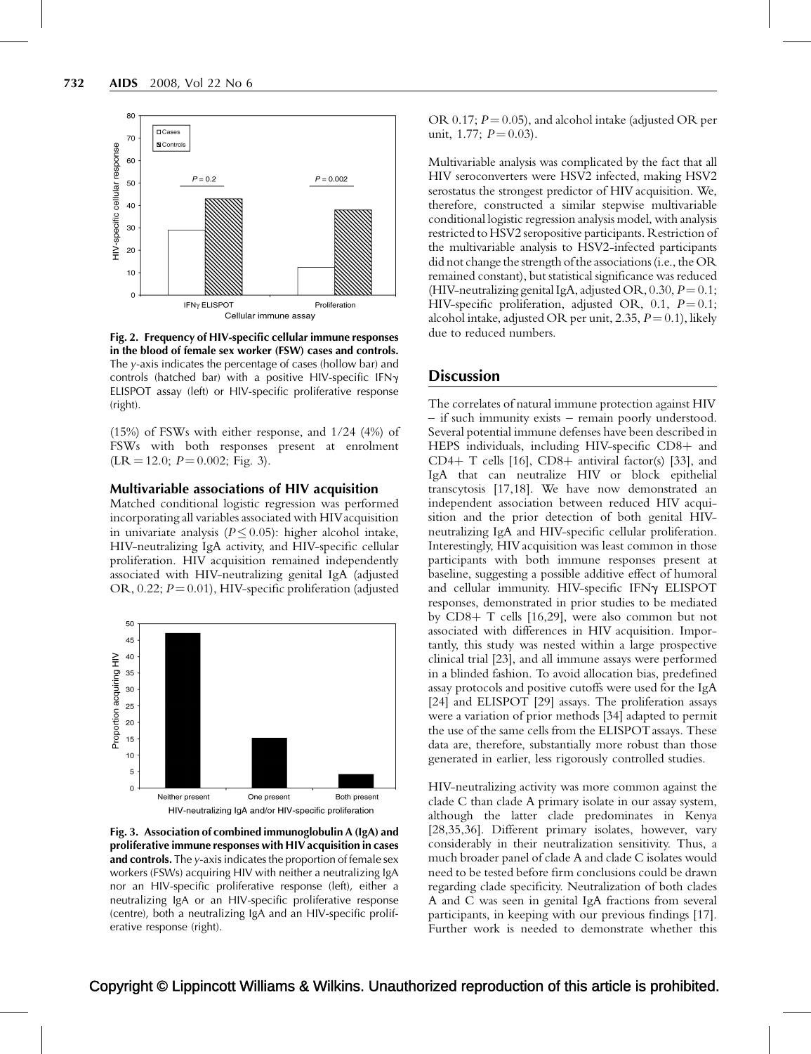Fig. 2. Frequency of HIV-specific cellular immune responses in the blood of female sex worker (FSW) cases and controls. The *y*-axis indicates the percentage of cases (hollow bar) and controls (hatched bar) with a positive HIV-specific IFNγ ELISPOT assay (left) or HIV-specific proliferative response (right).

(15%) of FSWs with either response, and 1/24 (4%) of FSWs with both responses present at enrolment (LR = 12.0; $P = 0.002$; Fig. 3).

### Multivariable associations of HIV acquisition

Matched conditional logistic regression was performed incorporating all variables associated with HIV acquisition in univariate analysis ($P \leq 0.05$): higher alcohol intake, HIV-neutralizing IgA activity, and HIV-specific cellular proliferation. HIV acquisition remained independently associated with HIV-neutralizing genital IgA (adjusted OR, 0.22; $P = 0.01$), HIV-specific proliferation (adjusted OR 0.17; $P = 0.05$), and alcohol intake (adjusted OR per unit, 1.77; $P = 0.03$).

Multivariable analysis was complicated by the fact that all HIV seroconverters were HSV2 infected, making HSV2 serostatus the strongest predictor of HIV acquisition. We, therefore, constructed a similar stepwise multivariable conditional logistic regression analysis model, with analysis restricted to HSV2 seropositive participants. Restriction of the multivariable analysis to HSV2-infected participants did not change the strength of the associations (i.e., the OR remained constant), but statistical significance was reduced (HIV-neutralizing genital IgA, adjusted OR, 0.30, $P = 0.1$; HIV-specific proliferation, adjusted OR, 0.1, $P = 0.1$; alcohol intake, adjusted OR per unit, 2.35, $P = 0.1$), likely due to reduced numbers.

Fig. 3. Association of combined immunoglobulin A (IgA) and proliferative immune responses with HIV acquisition in cases and controls. The *y*-axis indicates the proportion of female sex workers (FSWs) acquiring HIV with neither a neutralizing IgA nor an HIV-specific proliferative response (left), either a neutralizing IgA or an HIV-specific proliferative response (centre), both a neutralizing IgA and an HIV-specific proliferative response (right).

## Discussion

The correlates of natural immune protection against HIV – if such immunity exists – remain poorly understood. Several potential immune defenses have been described in HEPS individuals, including HIV-specific CD8+ and CD4+ T cells [16], CD8+ antiviral factor(s) [33], and IgA that can neutralize HIV or block epithelial transcytosis [17,18]. We have now demonstrated an independent association between reduced HIV acquisition and the prior detection of both genital HIV-neutralizing IgA and HIV-specific cellular proliferation. Interestingly, HIV acquisition was least common in those participants with both immune responses present at baseline, suggesting a possible additive effect of humoral and cellular immunity. HIV-specific IFNγ ELISPOT responses, demonstrated in prior studies to be mediated by CD8+ T cells [16,29], were also common but not associated with differences in HIV acquisition. Importantly, this study was nested within a large prospective clinical trial [23], and all immune assays were performed in a blinded fashion. To avoid allocation bias, predefined assay protocols and positive cutoffs were used for the IgA [24] and ELISPOT [29] assays. The proliferation assays were a variation of prior methods [34] adapted to permit the use of the same cells from the ELISPOT assays. These data are, therefore, substantially more robust than those generated in earlier, less rigorously controlled studies.

HIV-neutralizing activity was more common against the clade C than clade A primary isolate in our assay system, although the latter clade predominates in Kenya [28,35,36]. Different primary isolates, however, vary considerably in their neutralization sensitivity. Thus, a much broader panel of clade A and clade C isolates would need to be tested before firm conclusions could be drawn regarding clade specificity. Neutralization of both clades A and C was seen in genital IgA fractions from several participants, in keeping with our previous findings [17]. Further work is needed to demonstrate whether this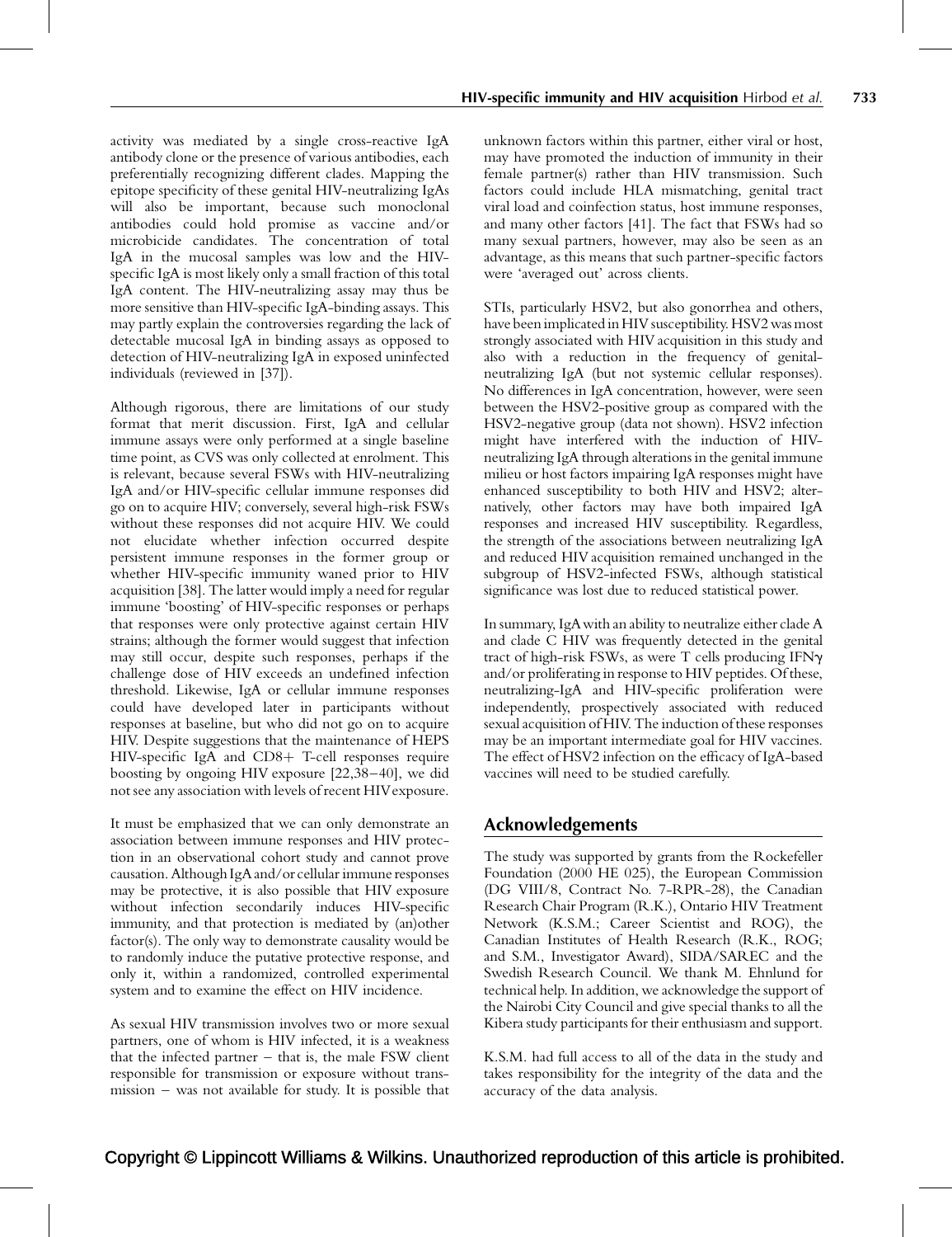activity was mediated by a single cross-reactive IgA antibody clone or the presence of various antibodies, each preferentially recognizing different clades. Mapping the epitope specificity of these genital HIV-neutralizing IgAs will also be important, because such monoclonal antibodies could hold promise as vaccine and/or microbicide candidates. The concentration of total IgA in the mucosal samples was low and the HIV-specific IgA is most likely only a small fraction of this total IgA content. The HIV-neutralizing assay may thus be more sensitive than HIV-specific IgA-binding assays. This may partly explain the controversies regarding the lack of detectable mucosal IgA in binding assays as opposed to detection of HIV-neutralizing IgA in exposed uninfected individuals (reviewed in [37]).

Although rigorous, there are limitations of our study format that merit discussion. First, IgA and cellular immune assays were only performed at a single baseline time point, as CVS was only collected at enrolment. This is relevant, because several FSWs with HIV-neutralizing IgA and/or HIV-specific cellular immune responses did go on to acquire HIV; conversely, several high-risk FSWs without these responses did not acquire HIV. We could not elucidate whether infection occurred despite persistent immune responses in the former group or whether HIV-specific immunity waned prior to HIV acquisition [38]. The latter would imply a need for regular immune 'boosting' of HIV-specific responses or perhaps that responses were only protective against certain HIV strains; although the former would suggest that infection may still occur, despite such responses, perhaps if the challenge dose of HIV exceeds an undefined infection threshold. Likewise, IgA or cellular immune responses could have developed later in participants without responses at baseline, but who did not go on to acquire HIV. Despite suggestions that the maintenance of HEPS HIV-specific IgA and CD8+ T-cell responses require boosting by ongoing HIV exposure [22,38–40], we did not see any association with levels of recent HIV exposure.

It must be emphasized that we can only demonstrate an association between immune responses and HIV protection in an observational cohort study and cannot prove causation. Although IgA and/or cellular immune responses may be protective, it is also possible that HIV exposure without infection secondarily induces HIV-specific immunity, and that protection is mediated by (an)other factor(s). The only way to demonstrate causality would be to randomly induce the putative protective response, and only it, within a randomized, controlled experimental system and to examine the effect on HIV incidence.

As sexual HIV transmission involves two or more sexual partners, one of whom is HIV infected, it is a weakness that the infected partner – that is, the male FSW client responsible for transmission or exposure without transmission – was not available for study. It is possible that unknown factors within this partner, either viral or host, may have promoted the induction of immunity in their female partner(s) rather than HIV transmission. Such factors could include HLA mismatching, genital tract viral load and coinfection status, host immune responses, and many other factors [41]. The fact that FSWs had so many sexual partners, however, may also be seen as an advantage, as this means that such partner-specific factors were 'averaged out' across clients.

STIs, particularly HSV2, but also gonorrhea and others, have been implicated in HIV susceptibility. HSV2 was most strongly associated with HIV acquisition in this study and also with a reduction in the frequency of genital-neutralizing IgA (but not systemic cellular responses). No differences in IgA concentration, however, were seen between the HSV2-positive group as compared with the HSV2-negative group (data not shown). HSV2 infection might have interfered with the induction of HIV-neutralizing IgA through alterations in the genital immune milieu or host factors impairing IgA responses might have enhanced susceptibility to both HIV and HSV2; alternatively, other factors may have both impaired IgA responses and increased HIV susceptibility. Regardless, the strength of the associations between neutralizing IgA and reduced HIV acquisition remained unchanged in the subgroup of HSV2-infected FSWs, although statistical significance was lost due to reduced statistical power.

In summary, IgA with an ability to neutralize either clade A and clade C HIV was frequently detected in the genital tract of high-risk FSWs, as were T cells producing IFN$\gamma$ and/or proliferating in response to HIV peptides. Of these, neutralizing-IgA and HIV-specific proliferation were independently, prospectively associated with reduced sexual acquisition of HIV. The induction of these responses may be an important intermediate goal for HIV vaccines. The effect of HSV2 infection on the efficacy of IgA-based vaccines will need to be studied carefully.

## Acknowledgements

The study was supported by grants from the Rockefeller Foundation (2000 HE 025), the European Commission (DG VIII/8, Contract No. 7-RPR-28), the Canadian Research Chair Program (R.K.), Ontario HIV Treatment Network (K.S.M.; Career Scientist and ROG), the Canadian Institutes of Health Research (R.K., ROG; and S.M., Investigator Award), SIDA/SAREC and the Swedish Research Council. We thank M. Ehnlund for technical help. In addition, we acknowledge the support of the Nairobi City Council and give special thanks to all the Kibera study participants for their enthusiasm and support.

K.S.M. had full access to all of the data in the study and takes responsibility for the integrity of the data and the accuracy of the data analysis.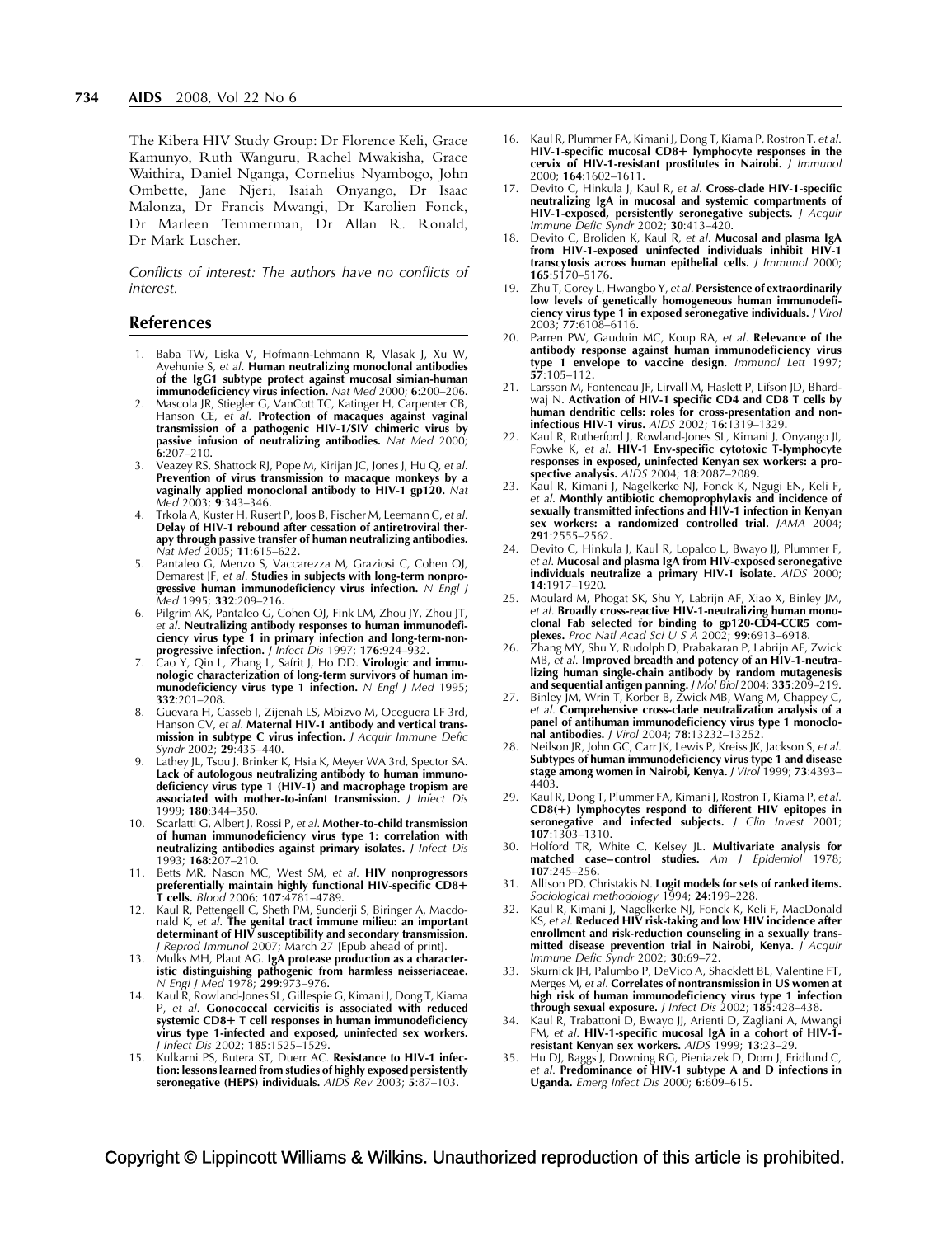The Kibera HIV Study Group: Dr Florence Keli, Grace Kamunyo, Ruth Wanguru, Rachel Mwakisha, Grace Waithira, Daniel Nganga, Cornelius Nyambogo, John Ombette, Jane Njeri, Isaiah Onyango, Dr Isaac Malonza, Dr Francis Mwangi, Dr Karolien Fonck, Dr Marleen Temmerman, Dr Allan R. Ronald, Dr Mark Luscher.

*Conflicts of interest: The authors have no conflicts of interest.*

## References

1. Baba TW, Liska V, Hofmann-Lehmann R, Vlasak J, Xu W, Ayehunie S, *et al.* **Human neutralizing monoclonal antibodies of the IgG1 subtype protect against mucosal simian-human immunodeficiency virus infection.** *Nat Med* 2000; **6**:200–206.
2. Mascola JR, Stiegler G, VanCott TC, Katinger H, Carpenter CB, Hanson CE, *et al.* **Protection of macaques against vaginal transmission of a pathogenic HIV-1/SIV chimeric virus by passive infusion of neutralizing antibodies.** *Nat Med* 2000; **6**:207–210.
3. Veazey RS, Shattock RJ, Pope M, Kirijan JC, Jones J, Hu Q, *et al.* **Prevention of virus transmission to macaque monkeys by a vaginally applied monoclonal antibody to HIV-1 gp120.** *Nat Med* 2003; **9**:343–346.
4. Trkola A, Kuster H, Rusert P, Joos B, Fischer M, Leemann C, *et al.* **Delay of HIV-1 rebound after cessation of antiretroviral therapy through passive transfer of human neutralizing antibodies.** *Nat Med* 2005; **11**:615–622.
5. Pantaleo G, Menzo S, Vaccarezza M, Graziosi C, Cohen OJ, Demarest JF, *et al.* **Studies in subjects with long-term nonprogressive human immunodeficiency virus infection.** *N Engl J Med* 1995; **332**:209–216.
6. Pilgrim AK, Pantaleo G, Cohen OJ, Fink LM, Zhou JY, Zhou JT, *et al.* **Neutralizing antibody responses to human immunodeficiency virus type 1 in primary infection and long-term-nonprogressive infection.** *J Infect Dis* 1997; **176**:924–932.
7. Cao Y, Qin L, Zhang L, Safrit J, Ho DD. **Virologic and immunologic characterization of long-term survivors of human immunodeficiency virus type 1 infection.** *N Engl J Med* 1995; **332**:201–208.
8. Guevara H, Casseb J, Zijenah LS, Mbizvo M, Oceguera LF 3rd, Hanson CV, *et al.* **Maternal HIV-1 antibody and vertical transmission in subtype C virus infection.** *J Acquir Immune Defic Syndr* 2002; **29**:435–440.
9. Lathey JL, Tsou J, Brinker K, Hsia K, Meyer WA 3rd, Spector SA. **Lack of autologous neutralizing antibody to human immunodeficiency virus type 1 (HIV-1) and macrophage tropism are associated with mother-to-infant transmission.** *J Infect Dis* 1999; **180**:344–350.
10. Scarlatti G, Albert J, Rossi P, *et al.* **Mother-to-child transmission of human immunodeficiency virus type 1: correlation with neutralizing antibodies against primary isolates.** *J Infect Dis* 1993; **168**:207–210.
11. Betts MR, Nason MC, West SM, *et al.* **HIV nonprogressors preferentially maintain highly functional HIV-specific CD8+ T cells.** *Blood* 2006; **107**:4781–4789.
12. Kaul R, Pettengell C, Sheth PM, Sunderji S, Biringer A, Macdonald K, *et al.* **The genital tract immune milieu: an important determinant of HIV susceptibility and secondary transmission.** *J Reprod Immunol* 2007; March 27 [Epub ahead of print].
13. Mulks MH, Plaut AG. **IgA protease production as a characteristic distinguishing pathogenic from harmless neisseriaceae.** *N Engl J Med* 1978; **299**:973–976.
14. Kaul R, Rowland-Jones SL, Gillespie G, Kimani J, Dong T, Kiama P, *et al.* **Gonococcal cervicitis is associated with reduced systemic CD8+ T cell responses in human immunodeficiency virus type 1-infected and exposed, uninfected sex workers.** *J Infect Dis* 2002; **185**:1525–1529.
15. Kulkarni PS, Butera ST, Duerr AC. **Resistance to HIV-1 infection: lessons learned from studies of highly exposed persistently seronegative (HEPS) individuals.** *AIDS Rev* 2003; **5**:87–103.
16. Kaul R, Plummer FA, Kimani J, Dong T, Kiama P, Rostron T, *et al.* **HIV-1-specific mucosal CD8+ lymphocyte responses in the cervix of HIV-1-resistant prostitutes in Nairobi.** *J Immunol* 2000; **164**:1602–1611.
17. Devito C, Hinkula J, Kaul R, *et al.* **Cross-clade HIV-1-specific neutralizing IgA in mucosal and systemic compartments of HIV-1-exposed, persistently seronegative subjects.** *J Acquir Immune Defic Syndr* 2002; **30**:413–420.
18. Devito C, Broliden K, Kaul R, *et al.* **Mucosal and plasma IgA from HIV-1-exposed uninfected individuals inhibit HIV-1 transcytosis across human epithelial cells.** *J Immunol* 2000; **165**:5170–5176.
19. Zhu T, Corey L, Hwangbo Y, *et al.* **Persistence of extraordinarily low levels of genetically homogeneous human immunodeficiency virus type 1 in exposed seronegative individuals.** *J Virol* 2003; **77**:6108–6116.
20. Parren PW, Gauduin MC, Koup RA, *et al.* **Relevance of the antibody response against human immunodeficiency virus type 1 envelope to vaccine design.** *Immunol Lett* 1997; **57**:105–112.
21. Larsson M, Fonteneau JF, Lirvall M, Haslett P, Lifson JD, Bhardwaj N. **Activation of HIV-1 specific CD4 and CD8 T cells by human dendritic cells: roles for cross-presentation and non-infectious HIV-1 virus.** *AIDS* 2002; **16**:1319–1329.
22. Kaul R, Rutherford J, Rowland-Jones SL, Kimani J, Onyango JI, Fowke K, *et al.* **HIV-1 Env-specific cytotoxic T-lymphocyte responses in exposed, uninfected Kenyan sex workers: a prospective analysis.** *AIDS* 2004; **18**:2087–2089.
23. Kaul R, Kimani J, Nagelkerke NJ, Fonck K, Ngugi EN, Keli F, *et al.* **Monthly antibiotic chemoprophylaxis and incidence of sexually transmitted infections and HIV-1 infection in Kenyan sex workers: a randomized controlled trial.** *JAMA* 2004; **291**:2555–2562.
24. Devito C, Hinkula J, Kaul R, Lopalco L, Bwayo JJ, Plummer F, *et al.* **Mucosal and plasma IgA from HIV-exposed seronegative individuals neutralize a primary HIV-1 isolate.** *AIDS* 2000; **14**:1917–1920.
25. Moulard M, Phogat SK, Shu Y, Labrijn AF, Xiao X, Binley JM, *et al.* **Broadly cross-reactive HIV-1-neutralizing human monoclonal Fab selected for binding to gp120-CD4-CCR5 complexes.** *Proc Natl Acad Sci U S A* 2002; **99**:6913–6918.
26. Zhang MY, Shu Y, Rudolph D, Prabakaran P, Labrijn AF, Zwick MB, *et al.* **Improved breadth and potency of an HIV-1-neutralizing human single-chain antibody by random mutagenesis and sequential antigen panning.** *J Mol Biol* 2004; **335**:209–219.
27. Binley JM, Wrin T, Korber B, Zwick MB, Wang M, Chappey C, *et al.* **Comprehensive cross-clade neutralization analysis of a panel of antihuman immunodeficiency virus type 1 monoclonal antibodies.** *J Virol* 2004; **78**:13232–13252.
28. Neilson JR, John GC, Carr JK, Lewis P, Kreiss JK, Jackson S, *et al.* **Subtypes of human immunodeficiency virus type 1 and disease stage among women in Nairobi, Kenya.** *J Virol* 1999; **73**:4393–4403.
29. Kaul R, Dong T, Plummer FA, Kimani J, Rostron T, Kiama P, *et al.* **CD8(+) lymphocytes respond to different HIV epitopes in seronegative and infected subjects.** *J Clin Invest* 2001; **107**:1303–1310.
30. Holford TR, White C, Kelsey JL. **Multivariate analysis for matched case–control studies.** *Am J Epidemiol* 1978; **107**:245–256.
31. Allison PD, Christakis N. **Logit models for sets of ranked items.** *Sociological methodology* 1994; **24**:199–228.
32. Kaul R, Kimani J, Nagelkerke NJ, Fonck K, Keli F, MacDonald KS, *et al.* **Reduced HIV risk-taking and low HIV incidence after enrollment and risk-reduction counseling in a sexually transmitted disease prevention trial in Nairobi, Kenya.** *J Acquir Immune Defic Syndr* 2002; **30**:69–72.
33. Skurnick JH, Palumbo P, DeVico A, Shacklett BL, Valentine FT, Merges M, *et al.* **Correlates of nontransmission in US women at high risk of human immunodeficiency virus type 1 infection through sexual exposure.** *J Infect Dis* 2002; **185**:428–438.
34. Kaul R, Trabattoni D, Bwayo JJ, Arienti D, Zagliani A, Mwangi FM, *et al.* **HIV-1-specific mucosal IgA in a cohort of HIV-1-resistant Kenyan sex workers.** *AIDS* 1999; **13**:23–29.
35. Hu DJ, Baggs J, Downing RG, Pieniazek D, Dorn J, Fridlund C, *et al.* **Predominance of HIV-1 subtype A and D infections in Uganda.** *Emerg Infect Dis* 2000; **6**:609–615.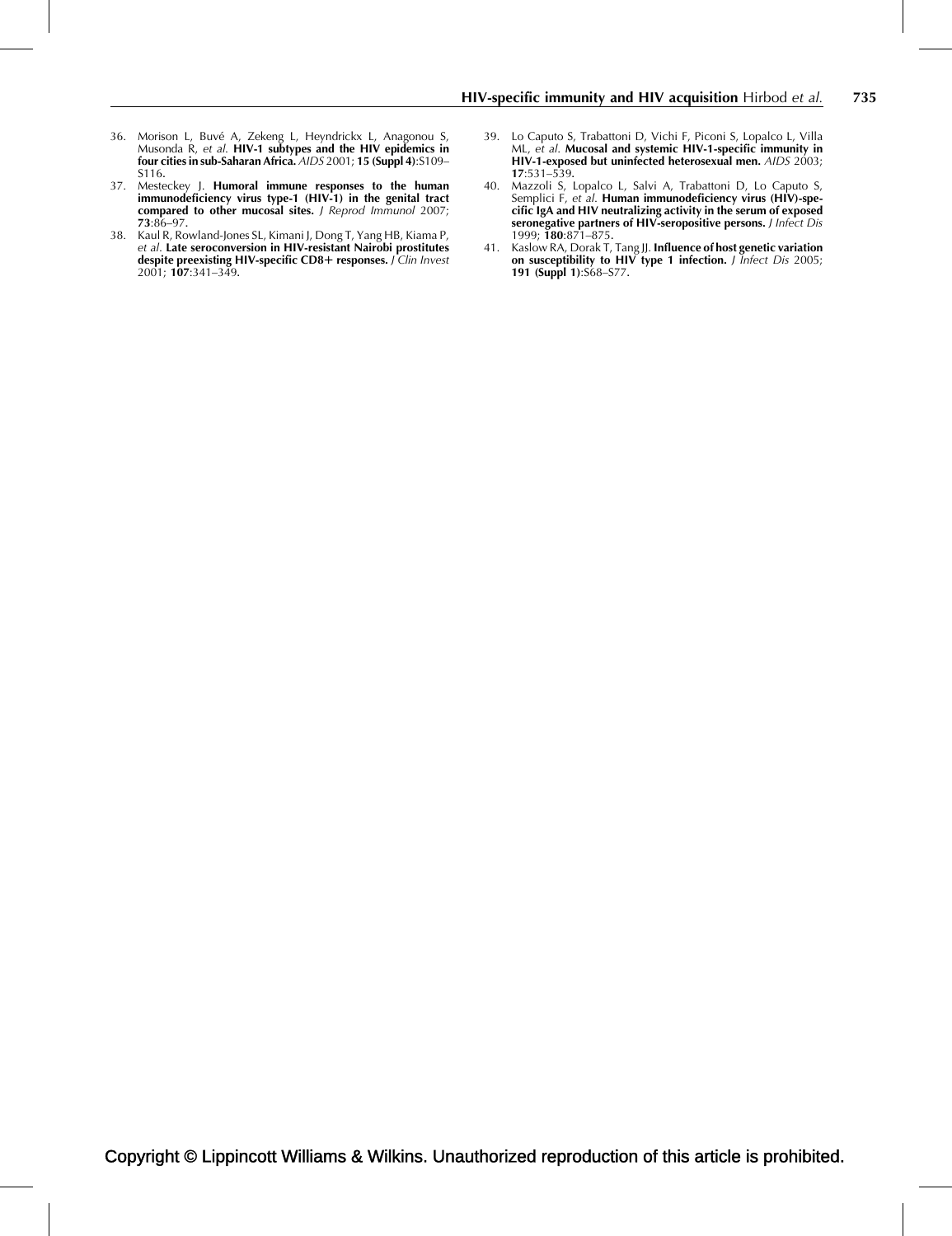36. Morison L, Buvé A, Zekeng L, Heyndrickx L, Anagonou S, Musonda R, *et al*. **HIV-1 subtypes and the HIV epidemics in four cities in sub-Saharan Africa.** *AIDS* 2001; **15 (Suppl 4)**:S109–S116.
37. Mesteckey J. **Humoral immune responses to the human immunodeficiency virus type-1 (HIV-1) in the genital tract compared to other mucosal sites.** *J Reprod Immunol* 2007; **73**:86–97.
38. Kaul R, Rowland-Jones SL, Kimani J, Dong T, Yang HB, Kiama P, *et al*. **Late seroconversion in HIV-resistant Nairobi prostitutes despite preexisting HIV-specific CD8+ responses.** *J Clin Invest* 2001; **107**:341–349.
39. Lo Caputo S, Trabattoni D, Vichi F, Piconi S, Lopalco L, Villa ML, *et al*. **Mucosal and systemic HIV-1-specific immunity in HIV-1-exposed but uninfected heterosexual men.** *AIDS* 2003; **17**:531–539.
40. Mazzoli S, Lopalco L, Salvi A, Trabattoni D, Lo Caputo S, Semplici F, *et al*. **Human immunodeficiency virus (HIV)-specific IgA and HIV neutralizing activity in the serum of exposed seronegative partners of HIV-seropositive persons.** *J Infect Dis* 1999; **180**:871–875.
41. Kaslow RA, Dorak T, Tang JJ. **Influence of host genetic variation on susceptibility to HIV type 1 infection.** *J Infect Dis* 2005; **191 (Suppl 1)**:S68–S77.

Copyright © Lippincott Williams & Wilkins. Unauthorized reproduction of this article is prohibited.